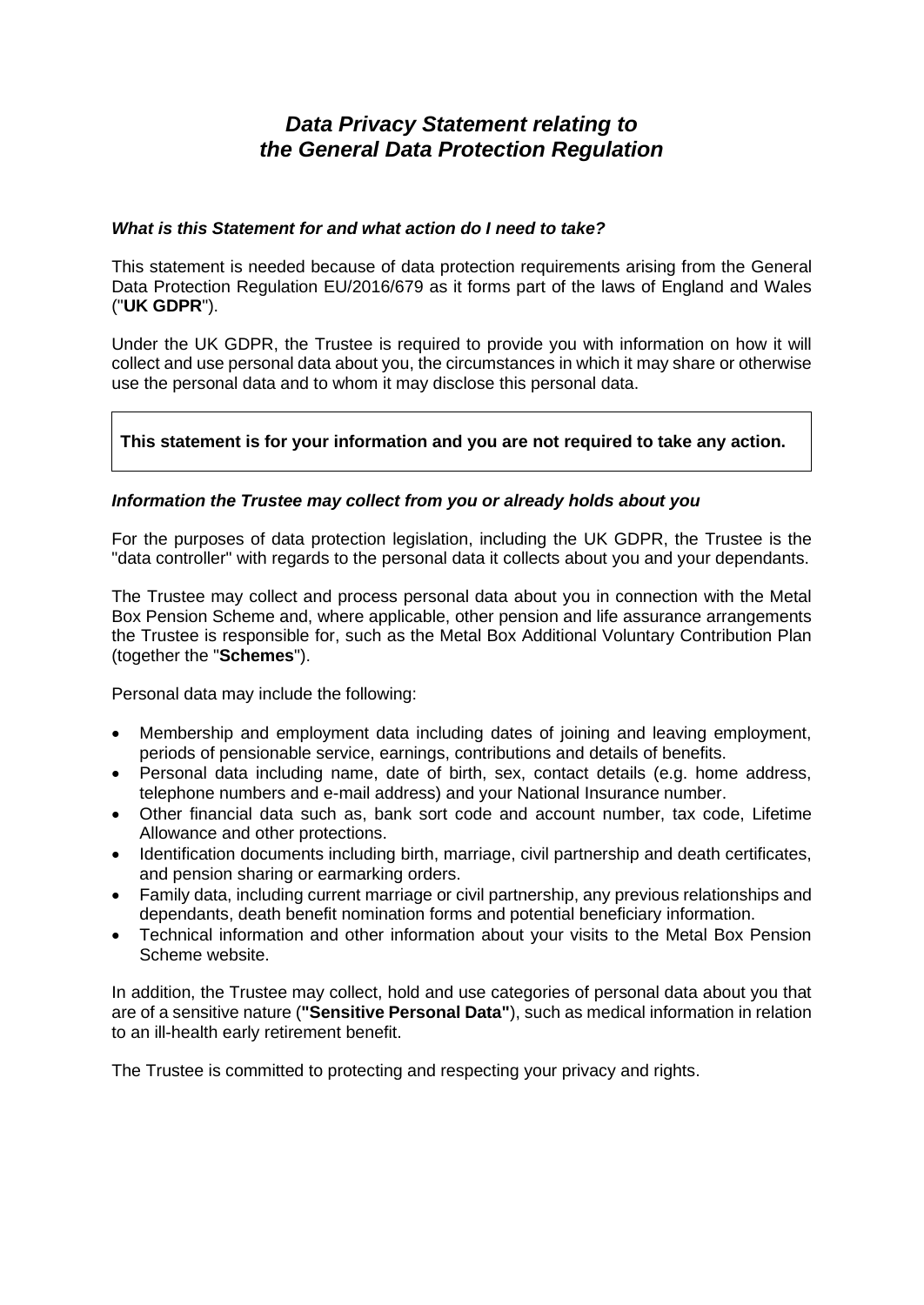# *Data Privacy Statement relating to the General Data Protection Regulation*

### *What is this Statement for and what action do I need to take?*

This statement is needed because of data protection requirements arising from the General Data Protection Regulation EU/2016/679 as it forms part of the laws of England and Wales ("**UK GDPR**").

Under the UK GDPR, the Trustee is required to provide you with information on how it will collect and use personal data about you, the circumstances in which it may share or otherwise use the personal data and to whom it may disclose this personal data.

**This statement is for your information and you are not required to take any action.**

### *Information the Trustee may collect from you or already holds about you*

For the purposes of data protection legislation, including the UK GDPR, the Trustee is the "data controller" with regards to the personal data it collects about you and your dependants.

The Trustee may collect and process personal data about you in connection with the Metal Box Pension Scheme and, where applicable, other pension and life assurance arrangements the Trustee is responsible for, such as the Metal Box Additional Voluntary Contribution Plan (together the "**Schemes**").

Personal data may include the following:

- Membership and employment data including dates of joining and leaving employment, periods of pensionable service, earnings, contributions and details of benefits.
- Personal data including name, date of birth, sex, contact details (e.g. home address, telephone numbers and e-mail address) and your National Insurance number.
- Other financial data such as, bank sort code and account number, tax code, Lifetime Allowance and other protections.
- Identification documents including birth, marriage, civil partnership and death certificates, and pension sharing or earmarking orders.
- Family data, including current marriage or civil partnership, any previous relationships and dependants, death benefit nomination forms and potential beneficiary information.
- Technical information and other information about your visits to the Metal Box Pension Scheme website.

In addition, the Trustee may collect, hold and use categories of personal data about you that are of a sensitive nature (**"Sensitive Personal Data"**), such as medical information in relation to an ill-health early retirement benefit.

The Trustee is committed to protecting and respecting your privacy and rights.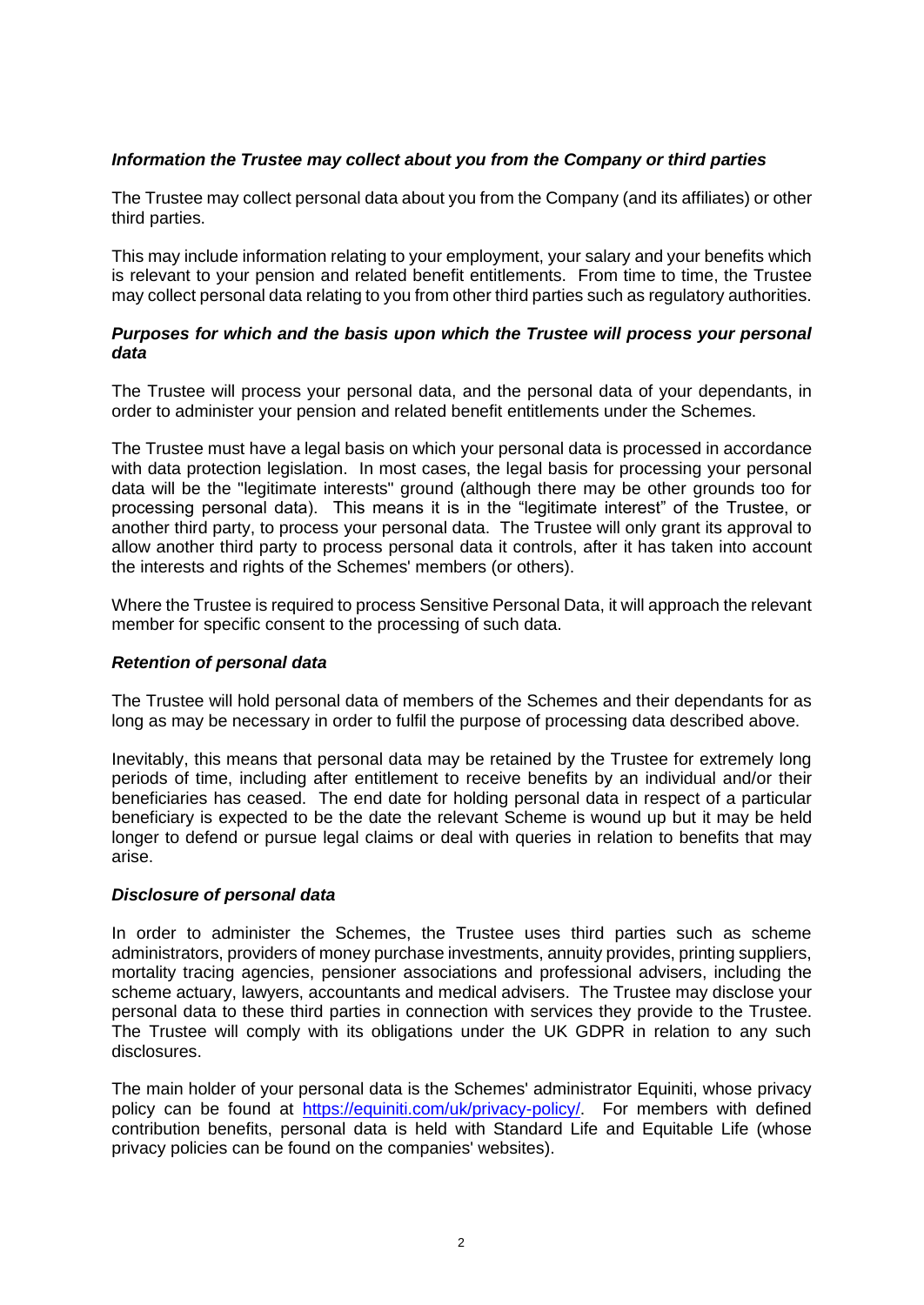***Information the Trustee may collect about you from the Company or third parties***

The Trustee may collect personal data about you from the Company (and its affiliates) or other third parties.

This may include information relating to your employment, your salary and your benefits which is relevant to your pension and related benefit entitlements. From time to time, the Trustee may collect personal data relating to you from other third parties such as regulatory authorities.

***Purposes for which and the basis upon which the Trustee will process your personal data***

The Trustee will process your personal data, and the personal data of your dependants, in order to administer your pension and related benefit entitlements under the Schemes.

The Trustee must have a legal basis on which your personal data is processed in accordance with data protection legislation. In most cases, the legal basis for processing your personal data will be the "legitimate interests" ground (although there may be other grounds too for processing personal data). This means it is in the "legitimate interest" of the Trustee, or another third party, to process your personal data. The Trustee will only grant its approval to allow another third party to process personal data it controls, after it has taken into account the interests and rights of the Schemes' members (or others).

Where the Trustee is required to process Sensitive Personal Data, it will approach the relevant member for specific consent to the processing of such data.

***Retention of personal data***

The Trustee will hold personal data of members of the Schemes and their dependants for as long as may be necessary in order to fulfil the purpose of processing data described above.

Inevitably, this means that personal data may be retained by the Trustee for extremely long periods of time, including after entitlement to receive benefits by an individual and/or their beneficiaries has ceased. The end date for holding personal data in respect of a particular beneficiary is expected to be the date the relevant Scheme is wound up but it may be held longer to defend or pursue legal claims or deal with queries in relation to benefits that may arise.

***Disclosure of personal data***

In order to administer the Schemes, the Trustee uses third parties such as scheme administrators, providers of money purchase investments, annuity provides, printing suppliers, mortality tracing agencies, pensioner associations and professional advisers, including the scheme actuary, lawyers, accountants and medical advisers. The Trustee may disclose your personal data to these third parties in connection with services they provide to the Trustee. The Trustee will comply with its obligations under the UK GDPR in relation to any such disclosures.

The main holder of your personal data is the Schemes' administrator Equiniti, whose privacy policy can be found at [https://equiniti.com/uk/privacy-policy/](https://equiniti.com/uk/privacy-policy/). For members with defined contribution benefits, personal data is held with Standard Life and Equitable Life (whose privacy policies can be found on the companies' websites).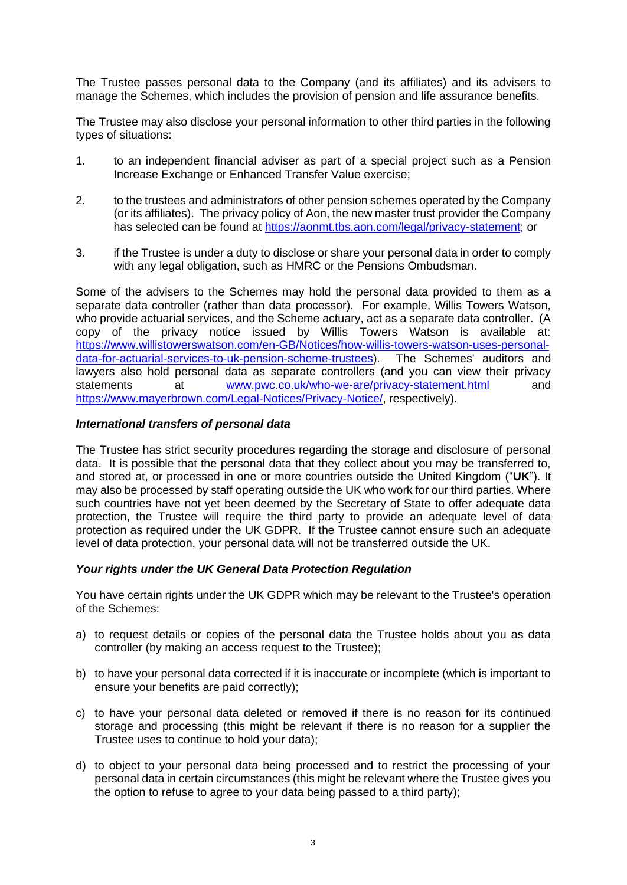The Trustee passes personal data to the Company (and its affiliates) and its advisers to manage the Schemes, which includes the provision of pension and life assurance benefits.

The Trustee may also disclose your personal information to other third parties in the following types of situations:

1. to an independent financial adviser as part of a special project such as a Pension Increase Exchange or Enhanced Transfer Value exercise;

2. to the trustees and administrators of other pension schemes operated by the Company (or its affiliates). The privacy policy of Aon, the new master trust provider the Company has selected can be found at https://aonmt.tbs.aon.com/legal/privacy-statement; or

3. if the Trustee is under a duty to disclose or share your personal data in order to comply with any legal obligation, such as HMRC or the Pensions Ombudsman.

Some of the advisers to the Schemes may hold the personal data provided to them as a separate data controller (rather than data processor). For example, Willis Towers Watson, who provide actuarial services, and the Scheme actuary, act as a separate data controller. (A copy of the privacy notice issued by Willis Towers Watson is available at: https://www.willistowerswatson.com/en-GB/Notices/how-willis-towers-watson-uses-personal-data-for-actuarial-services-to-uk-pension-scheme-trustees). The Schemes' auditors and lawyers also hold personal data as separate controllers (and you can view their privacy statements at www.pwc.co.uk/who-we-are/privacy-statement.html and https://www.mayerbrown.com/Legal-Notices/Privacy-Notice/, respectively).

### *International transfers of personal data*

The Trustee has strict security procedures regarding the storage and disclosure of personal data. It is possible that the personal data that they collect about you may be transferred to, and stored at, or processed in one or more countries outside the United Kingdom ("**UK**"). It may also be processed by staff operating outside the UK who work for our third parties. Where such countries have not yet been deemed by the Secretary of State to offer adequate data protection, the Trustee will require the third party to provide an adequate level of data protection as required under the UK GDPR. If the Trustee cannot ensure such an adequate level of data protection, your personal data will not be transferred outside the UK.

### *Your rights under the UK General Data Protection Regulation*

You have certain rights under the UK GDPR which may be relevant to the Trustee's operation of the Schemes:

a) to request details or copies of the personal data the Trustee holds about you as data controller (by making an access request to the Trustee);

b) to have your personal data corrected if it is inaccurate or incomplete (which is important to ensure your benefits are paid correctly);

c) to have your personal data deleted or removed if there is no reason for its continued storage and processing (this might be relevant if there is no reason for a supplier the Trustee uses to continue to hold your data);

d) to object to your personal data being processed and to restrict the processing of your personal data in certain circumstances (this might be relevant where the Trustee gives you the option to refuse to agree to your data being passed to a third party);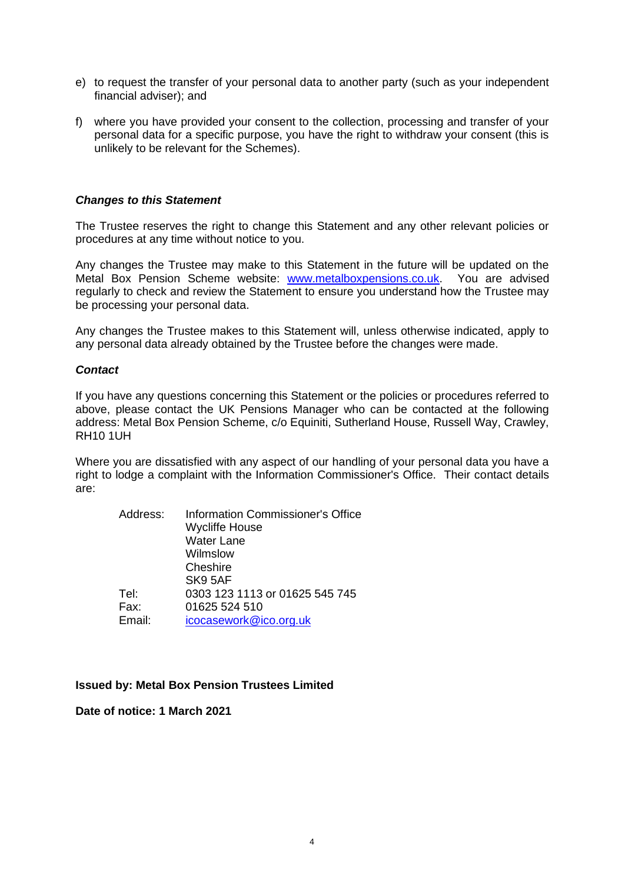e) to request the transfer of your personal data to another party (such as your independent financial adviser); and

f) where you have provided your consent to the collection, processing and transfer of your personal data for a specific purpose, you have the right to withdraw your consent (this is unlikely to be relevant for the Schemes).

***Changes to this Statement***

The Trustee reserves the right to change this Statement and any other relevant policies or procedures at any time without notice to you.

Any changes the Trustee may make to this Statement in the future will be updated on the Metal Box Pension Scheme website: [www.metalboxpensions.co.uk](http://www.metalboxpensions.co.uk). You are advised regularly to check and review the Statement to ensure you understand how the Trustee may be processing your personal data.

Any changes the Trustee makes to this Statement will, unless otherwise indicated, apply to any personal data already obtained by the Trustee before the changes were made.

***Contact***

If you have any questions concerning this Statement or the policies or procedures referred to above, please contact the UK Pensions Manager who can be contacted at the following address: Metal Box Pension Scheme, c/o Equiniti, Sutherland House, Russell Way, Crawley, RH10 1UH

Where you are dissatisfied with any aspect of our handling of your personal data you have a right to lodge a complaint with the Information Commissioner's Office. Their contact details are:

| | |
|---|---|
| Address: | Information Commissioner's Office<br>Wycliffe House<br>Water Lane<br>Wilmslow<br>Cheshire<br>SK9 5AF |
| Tel: | 0303 123 1113 or 01625 545 745 |
| Fax: | 01625 524 510 |
| Email: | [icocasework@ico.org.uk](mailto:icocasework@ico.org.uk) |

**Issued by: Metal Box Pension Trustees Limited**

**Date of notice: 1 March 2021**